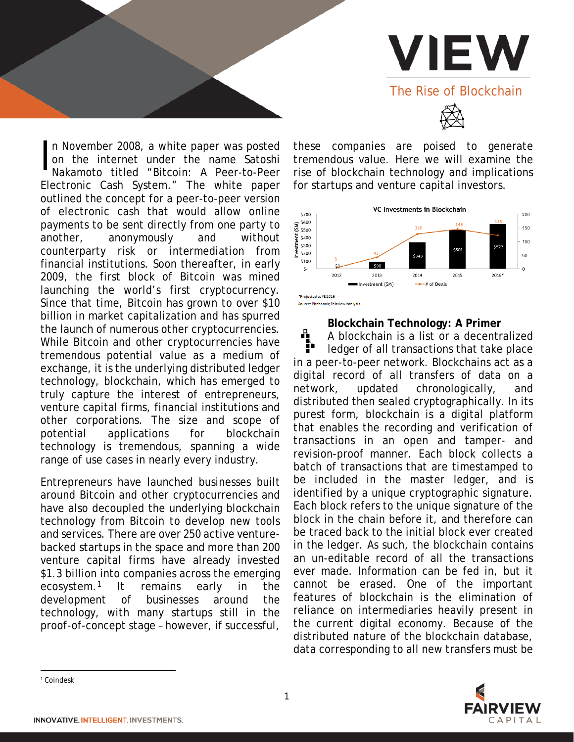# VIEW

## The Rise of Blockchain

In November 2008, a white paper was posted on the internet under the name Satoshi Nakamoto titled "Bitcoin: A Peer-to-Peer Electronic Cash System." The white paper outlined the concept for a peer-to-peer version of electronic cash that would allow online payments to be sent directly from one party to another, anonymously and without counterparty risk or intermediation from financial institutions. Soon thereafter, in early 2009, the first block of Bitcoin was mined launching the world's first cryptocurrency. Since that time, Bitcoin has grown to over $10 billion in market capitalization and has spurred the launch of numerous other cryptocurrencies. While Bitcoin and other cryptocurrencies have tremendous potential value as a medium of exchange, it is the underlying distributed ledger technology, blockchain, which has emerged to truly capture the interest of entrepreneurs, venture capital firms, financial institutions and other corporations. The size and scope of potential applications for blockchain technology is tremendous, spanning a wide range of use cases in nearly every industry.

Entrepreneurs have launched businesses built around Bitcoin and other cryptocurrencies and have also decoupled the underlying blockchain technology from Bitcoin to develop new tools and services. There are over 250 active venture-backed startups in the space and more than 200 venture capital firms have already invested $1.3 billion into companies across the emerging ecosystem.[1] It remains early in the development of businesses around the technology, with many startups still in the proof-of-concept stage – however, if successful, these companies are poised to generate tremendous value. Here we will examine the rise of blockchain technology and implications for startups and venture capital investors.

**VC Investments in Blockchain**

| Year | Investment ($M) | # of Deals |
|---|---|---|
| 2012 | $1 | 5 |
| 2013 | $90 | 43 |
| 2014 | $343 | 128 |
| 2015 | $501 | 145 |
| 2016* | $572 | 123 |

*Projected to YE 2016
Source: Pitchbook; Fairview Analysis

### Blockchain Technology: A Primer

A blockchain is a list or a decentralized ledger of all transactions that take place in a peer-to-peer network. Blockchains act as a digital record of all transfers of data on a network, updated chronologically, and distributed then sealed cryptographically. In its purest form, blockchain is a digital platform that enables the recording and verification of transactions in an open and tamper- and revision-proof manner. Each block collects a batch of transactions that are timestamped to be included in the master ledger, and is identified by a unique cryptographic signature. Each block refers to the unique signature of the block in the chain before it, and therefore can be traced back to the initial block ever created in the ledger. As such, the blockchain contains an un-editable record of all the transactions ever made. Information can be fed in, but it cannot be erased. One of the important features of blockchain is the elimination of reliance on intermediaries heavily present in the current digital economy. Because of the distributed nature of the blockchain database, data corresponding to all new transfers must be

[1] Coindesk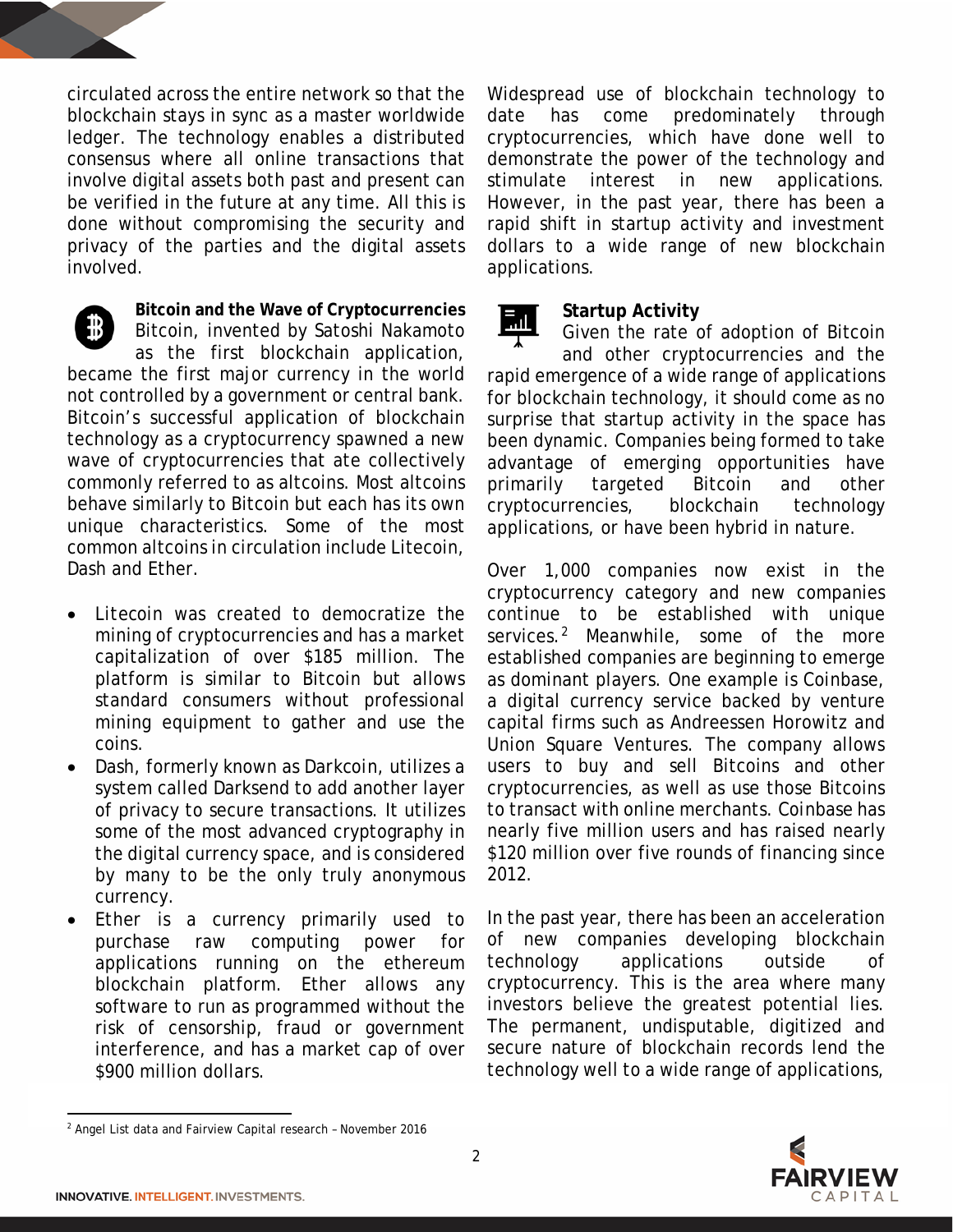circulated across the entire network so that the blockchain stays in sync as a master worldwide ledger. The technology enables a distributed consensus where all online transactions that involve digital assets both past and present can be verified in the future at any time. All this is done without compromising the security and privacy of the parties and the digital assets involved.

### Bitcoin and the Wave of Cryptocurrencies

Bitcoin, invented by Satoshi Nakamoto as the first blockchain application, became the first major currency in the world not controlled by a government or central bank. Bitcoin's successful application of blockchain technology as a cryptocurrency spawned a new wave of cryptocurrencies that ate collectively commonly referred to as altcoins. Most altcoins behave similarly to Bitcoin but each has its own unique characteristics. Some of the most common altcoins in circulation include Litecoin, Dash and Ether.

- Litecoin was created to democratize the mining of cryptocurrencies and has a market capitalization of over $185 million. The platform is similar to Bitcoin but allows standard consumers without professional mining equipment to gather and use the coins.
- Dash, formerly known as Darkcoin, utilizes a system called Darksend to add another layer of privacy to secure transactions. It utilizes some of the most advanced cryptography in the digital currency space, and is considered by many to be the only truly anonymous currency.
- Ether is a currency primarily used to purchase raw computing power for applications running on the ethereum blockchain platform. Ether allows any software to run as programmed without the risk of censorship, fraud or government interference, and has a market cap of over $900 million dollars.

Widespread use of blockchain technology to date has come predominately through cryptocurrencies, which have done well to demonstrate the power of the technology and stimulate interest in new applications. However, in the past year, there has been a rapid shift in startup activity and investment dollars to a wide range of new blockchain applications.

### Startup Activity

Given the rate of adoption of Bitcoin and other cryptocurrencies and the rapid emergence of a wide range of applications for blockchain technology, it should come as no surprise that startup activity in the space has been dynamic. Companies being formed to take advantage of emerging opportunities have primarily targeted Bitcoin and other cryptocurrencies, blockchain technology applications, or have been hybrid in nature.

Over 1,000 companies now exist in the cryptocurrency category and new companies continue to be established with unique services.[2] Meanwhile, some of the more established companies are beginning to emerge as dominant players. One example is Coinbase, a digital currency service backed by venture capital firms such as Andreessen Horowitz and Union Square Ventures. The company allows users to buy and sell Bitcoins and other cryptocurrencies, as well as use those Bitcoins to transact with online merchants. Coinbase has nearly five million users and has raised nearly $120 million over five rounds of financing since 2012.

In the past year, there has been an acceleration of new companies developing blockchain technology applications outside of cryptocurrency. This is the area where many investors believe the greatest potential lies. The permanent, undisputable, digitized and secure nature of blockchain records lend the technology well to a wide range of applications,

[2] Angel List data and Fairview Capital research – November 2016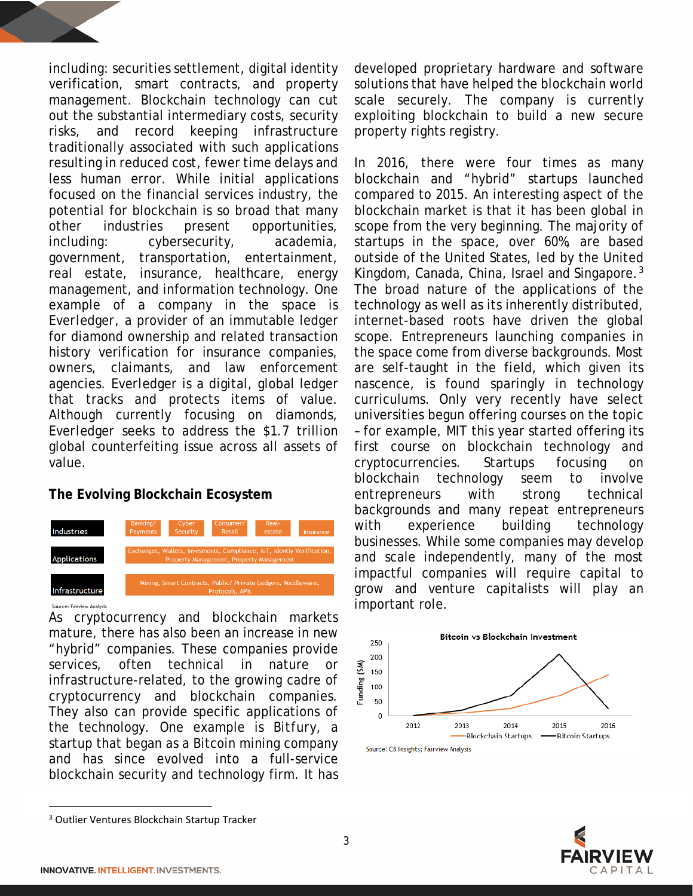including: securities settlement, digital identity verification, smart contracts, and property management. Blockchain technology can cut out the substantial intermediary costs, security risks, and record keeping infrastructure traditionally associated with such applications resulting in reduced cost, fewer time delays and less human error. While initial applications focused on the financial services industry, the potential for blockchain is so broad that many other industries present opportunities, including: cybersecurity, academia, government, transportation, entertainment, real estate, insurance, healthcare, energy management, and information technology. One example of a company in the space is Everledger, a provider of an immutable ledger for diamond ownership and related transaction history verification for insurance companies, owners, claimants, and law enforcement agencies. Everledger is a digital, global ledger that tracks and protects items of value. Although currently focusing on diamonds, Everledger seeks to address the $1.7 trillion global counterfeiting issue across all assets of value.

## The Evolving Blockchain Ecosystem

| | |
|---|---|
| Industries | Banking/ Payments; Cyber Security; Consumer/ Retail; Real-estate; Insurance |
| Applications | Exchanges, Wallets, Investments, Compliance, IoT, Identity Verification, Property Management, Property Management |
| Infrastructure | Mining, Smart Contracts, Public/ Private Ledgers, Middleware, Protocols, APIs |

Source: Fairview Analysis

As cryptocurrency and blockchain markets mature, there has also been an increase in new "hybrid" companies. These companies provide services, often technical in nature or infrastructure-related, to the growing cadre of cryptocurrency and blockchain companies. They also can provide specific applications of the technology. One example is Bitfury, a startup that began as a Bitcoin mining company and has since evolved into a full-service blockchain security and technology firm. It has developed proprietary hardware and software solutions that have helped the blockchain world scale securely. The company is currently exploiting blockchain to build a new secure property rights registry.

In 2016, there were four times as many blockchain and "hybrid" startups launched compared to 2015. An interesting aspect of the blockchain market is that it has been global in scope from the very beginning. The majority of startups in the space, over 60% are based outside of the United States, led by the United Kingdom, Canada, China, Israel and Singapore.[3] The broad nature of the applications of the technology as well as its inherently distributed, internet-based roots have driven the global scope. Entrepreneurs launching companies in the space come from diverse backgrounds. Most are self-taught in the field, which given its nascence, is found sparingly in technology curriculums. Only very recently have select universities begun offering courses on the topic – for example, MIT this year started offering its first course on blockchain technology and cryptocurrencies. Startups focusing on blockchain technology seem to involve entrepreneurs with strong technical backgrounds and many repeat entrepreneurs with experience building technology businesses. While some companies may develop and scale independently, many of the most impactful companies will require capital to grow and venture capitalists will play an important role.

**Bitcoin vs Blockchain Investment**

Funding ($M): 0–250; years 2012–2016. Legend: Blockchain Startups, Bitcoin Startups

Source: CB Insights; Fairview Analysis

[3] Outlier Ventures Blockchain Startup Tracker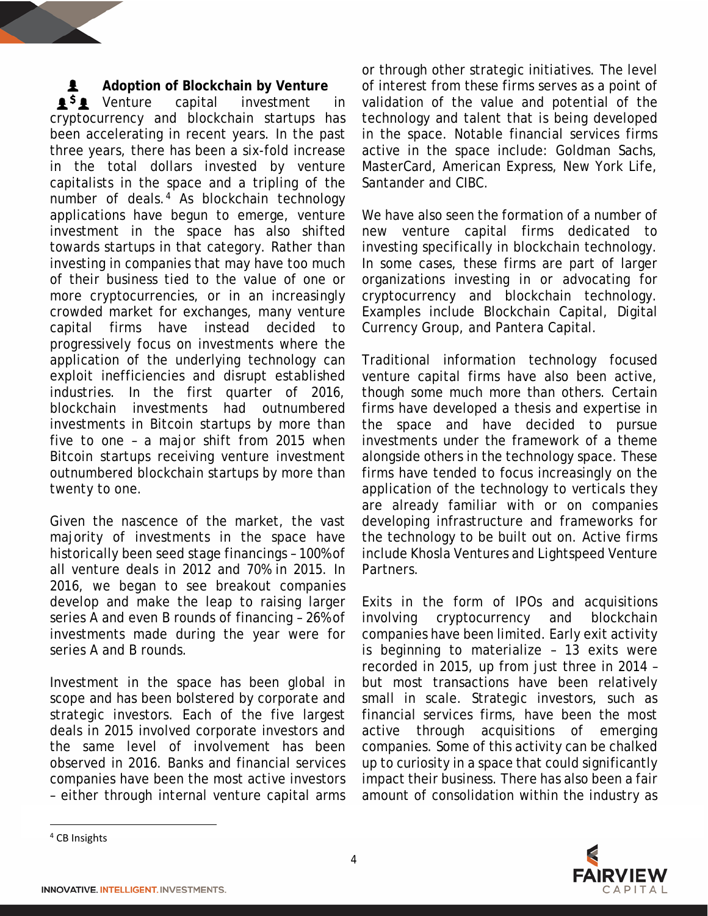## Adoption of Blockchain by Venture

Venture capital investment in cryptocurrency and blockchain startups has been accelerating in recent years. In the past three years, there has been a six-fold increase in the total dollars invested by venture capitalists in the space and a tripling of the number of deals.[4] As blockchain technology applications have begun to emerge, venture investment in the space has also shifted towards startups in that category. Rather than investing in companies that may have too much of their business tied to the value of one or more cryptocurrencies, or in an increasingly crowded market for exchanges, many venture capital firms have instead decided to progressively focus on investments where the application of the underlying technology can exploit inefficiencies and disrupt established industries. In the first quarter of 2016, blockchain investments had outnumbered investments in Bitcoin startups by more than five to one – a major shift from 2015 when Bitcoin startups receiving venture investment outnumbered blockchain startups by more than twenty to one.

Given the nascence of the market, the vast majority of investments in the space have historically been seed stage financings – 100% of all venture deals in 2012 and 70% in 2015. In 2016, we began to see breakout companies develop and make the leap to raising larger series A and even B rounds of financing – 26% of investments made during the year were for series A and B rounds.

Investment in the space has been global in scope and has been bolstered by corporate and strategic investors. Each of the five largest deals in 2015 involved corporate investors and the same level of involvement has been observed in 2016. Banks and financial services companies have been the most active investors – either through internal venture capital arms or through other strategic initiatives. The level of interest from these firms serves as a point of validation of the value and potential of the technology and talent that is being developed in the space. Notable financial services firms active in the space include: Goldman Sachs, MasterCard, American Express, New York Life, Santander and CIBC.

We have also seen the formation of a number of new venture capital firms dedicated to investing specifically in blockchain technology. In some cases, these firms are part of larger organizations investing in or advocating for cryptocurrency and blockchain technology. Examples include Blockchain Capital, Digital Currency Group, and Pantera Capital.

Traditional information technology focused venture capital firms have also been active, though some much more than others. Certain firms have developed a thesis and expertise in the space and have decided to pursue investments under the framework of a theme alongside others in the technology space. These firms have tended to focus increasingly on the application of the technology to verticals they are already familiar with or on companies developing infrastructure and frameworks for the technology to be built out on. Active firms include Khosla Ventures and Lightspeed Venture Partners.

Exits in the form of IPOs and acquisitions involving cryptocurrency and blockchain companies have been limited. Early exit activity is beginning to materialize – 13 exits were recorded in 2015, up from just three in 2014 – but most transactions have been relatively small in scale. Strategic investors, such as financial services firms, have been the most active through acquisitions of emerging companies. Some of this activity can be chalked up to curiosity in a space that could significantly impact their business. There has also been a fair amount of consolidation within the industry as

[4] CB Insights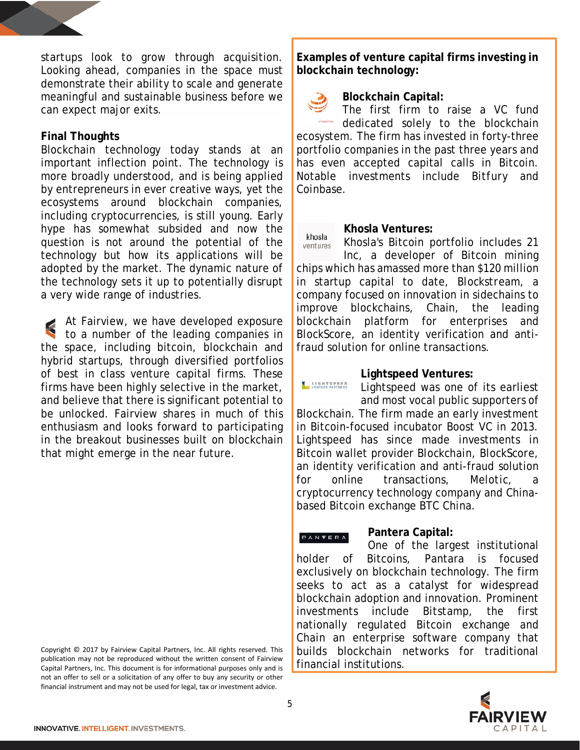startups look to grow through acquisition. Looking ahead, companies in the space must demonstrate their ability to scale and generate meaningful and sustainable business before we can expect major exits.

## Final Thoughts

Blockchain technology today stands at an important inflection point. The technology is more broadly understood, and is being applied by entrepreneurs in ever creative ways, yet the ecosystems around blockchain companies, including cryptocurrencies, is still young. Early hype has somewhat subsided and now the question is not around the potential of the technology but how its applications will be adopted by the market. The dynamic nature of the technology sets it up to potentially disrupt a very wide range of industries.

At Fairview, we have developed exposure to a number of the leading companies in the space, including bitcoin, blockchain and hybrid startups, through diversified portfolios of best in class venture capital firms. These firms have been highly selective in the market, and believe that there is significant potential to be unlocked. Fairview shares in much of this enthusiasm and looks forward to participating in the breakout businesses built on blockchain that might emerge in the near future.

**Examples of venture capital firms investing in blockchain technology:**

**Blockchain Capital:**
The first firm to raise a VC fund dedicated solely to the blockchain ecosystem. The firm has invested in forty-three portfolio companies in the past three years and has even accepted capital calls in Bitcoin. Notable investments include Bitfury and Coinbase.

**Khosla Ventures:**
Khosla's Bitcoin portfolio includes 21 Inc, a developer of Bitcoin mining chips which has amassed more than $120 million in startup capital to date, Blockstream, a company focused on innovation in sidechains to improve blockchains, Chain, the leading blockchain platform for enterprises and BlockScore, an identity verification and anti-fraud solution for online transactions.

**Lightspeed Ventures:**
Lightspeed was one of its earliest and most vocal public supporters of Blockchain. The firm made an early investment in Bitcoin-focused incubator Boost VC in 2013. Lightspeed has since made investments in Bitcoin wallet provider Blockchain, BlockScore, an identity verification and anti-fraud solution for online transactions, Melotic, a cryptocurrency technology company and China-based Bitcoin exchange BTC China.

**Pantera Capital:**
One of the largest institutional holder of Bitcoins, Pantara is focused exclusively on blockchain technology. The firm seeks to act as a catalyst for widespread blockchain adoption and innovation. Prominent investments include Bitstamp, the first nationally regulated Bitcoin exchange and Chain an enterprise software company that builds blockchain networks for traditional financial institutions.

Copyright © 2017 by Fairview Capital Partners, Inc. All rights reserved. This publication may not be reproduced without the written consent of Fairview Capital Partners, Inc. This document is for informational purposes only and is not an offer to sell or a solicitation of any offer to buy any security or other financial instrument and may not be used for legal, tax or investment advice.